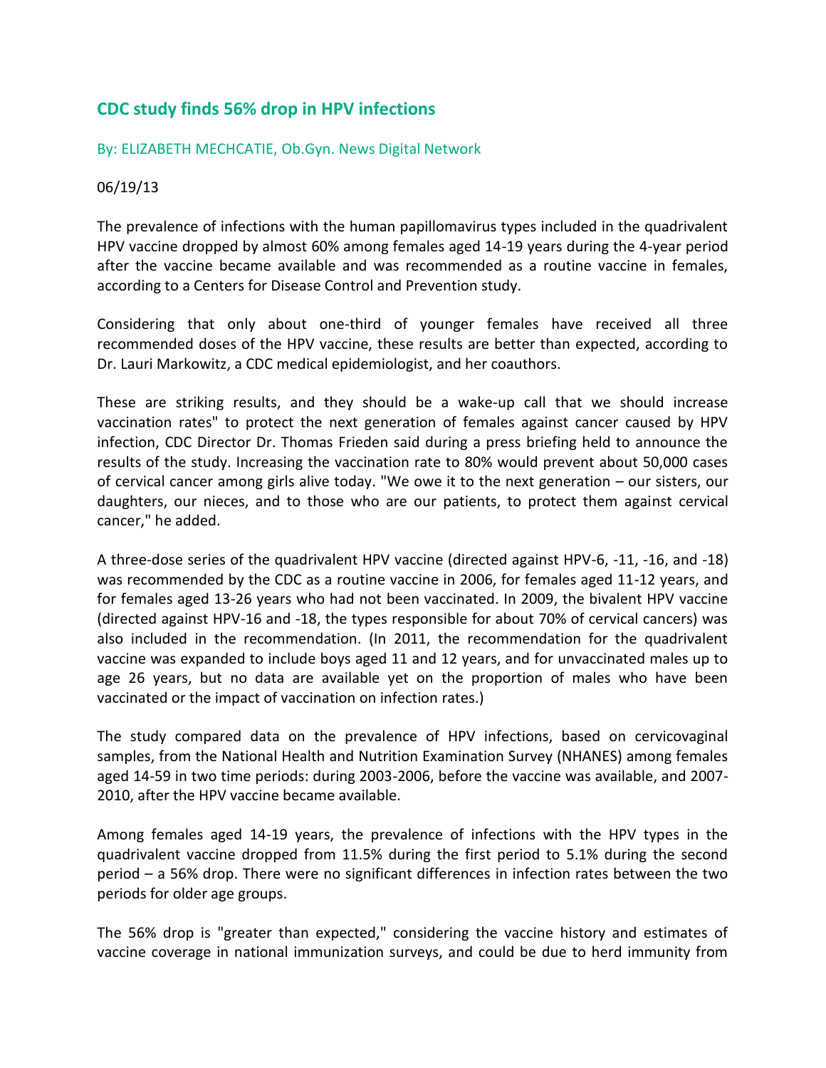## CDC study finds 56% drop in HPV infections

By: ELIZABETH MECHCATIE, Ob.Gyn. News Digital Network

06/19/13

The prevalence of infections with the human papillomavirus types included in the quadrivalent HPV vaccine dropped by almost 60% among females aged 14-19 years during the 4-year period after the vaccine became available and was recommended as a routine vaccine in females, according to a Centers for Disease Control and Prevention study.

Considering that only about one-third of younger females have received all three recommended doses of the HPV vaccine, these results are better than expected, according to Dr. Lauri Markowitz, a CDC medical epidemiologist, and her coauthors.

These are striking results, and they should be a wake-up call that we should increase vaccination rates" to protect the next generation of females against cancer caused by HPV infection, CDC Director Dr. Thomas Frieden said during a press briefing held to announce the results of the study. Increasing the vaccination rate to 80% would prevent about 50,000 cases of cervical cancer among girls alive today. "We owe it to the next generation – our sisters, our daughters, our nieces, and to those who are our patients, to protect them against cervical cancer," he added.

A three-dose series of the quadrivalent HPV vaccine (directed against HPV-6, -11, -16, and -18) was recommended by the CDC as a routine vaccine in 2006, for females aged 11-12 years, and for females aged 13-26 years who had not been vaccinated. In 2009, the bivalent HPV vaccine (directed against HPV-16 and -18, the types responsible for about 70% of cervical cancers) was also included in the recommendation. (In 2011, the recommendation for the quadrivalent vaccine was expanded to include boys aged 11 and 12 years, and for unvaccinated males up to age 26 years, but no data are available yet on the proportion of males who have been vaccinated or the impact of vaccination on infection rates.)

The study compared data on the prevalence of HPV infections, based on cervicovaginal samples, from the National Health and Nutrition Examination Survey (NHANES) among females aged 14-59 in two time periods: during 2003-2006, before the vaccine was available, and 2007-2010, after the HPV vaccine became available.

Among females aged 14-19 years, the prevalence of infections with the HPV types in the quadrivalent vaccine dropped from 11.5% during the first period to 5.1% during the second period – a 56% drop. There were no significant differences in infection rates between the two periods for older age groups.

The 56% drop is "greater than expected," considering the vaccine history and estimates of vaccine coverage in national immunization surveys, and could be due to herd immunity from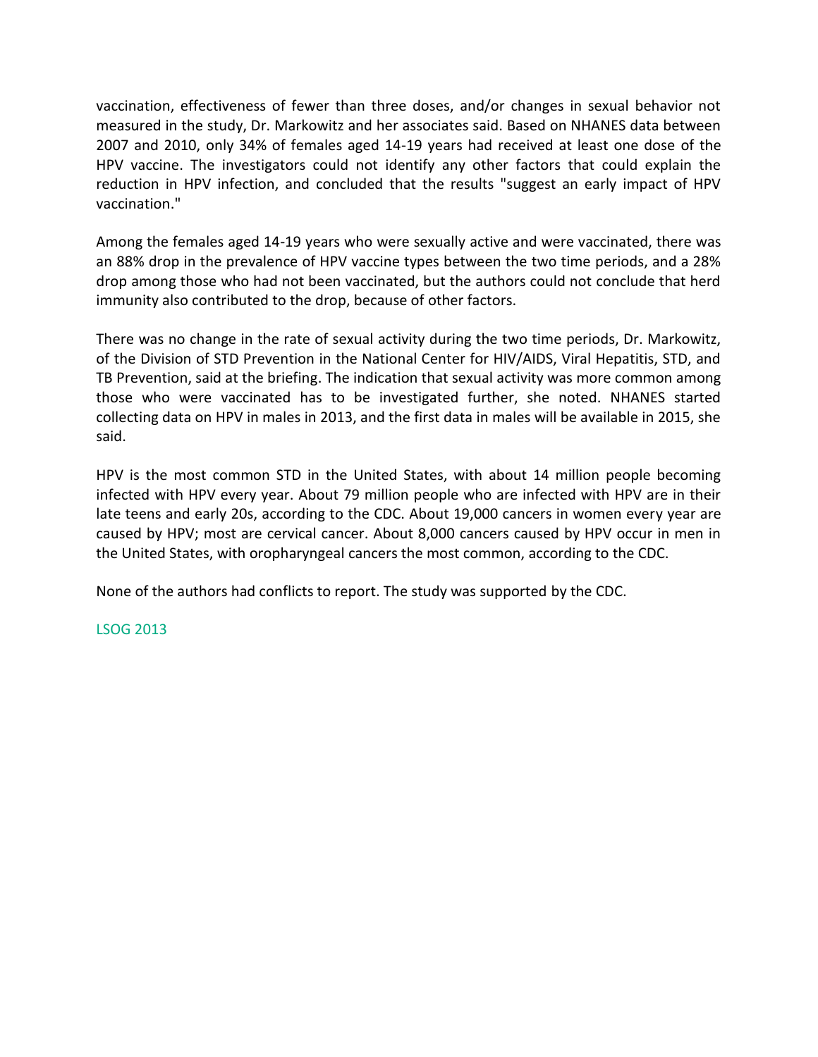vaccination, effectiveness of fewer than three doses, and/or changes in sexual behavior not measured in the study, Dr. Markowitz and her associates said. Based on NHANES data between 2007 and 2010, only 34% of females aged 14-19 years had received at least one dose of the HPV vaccine. The investigators could not identify any other factors that could explain the reduction in HPV infection, and concluded that the results "suggest an early impact of HPV vaccination."

Among the females aged 14-19 years who were sexually active and were vaccinated, there was an 88% drop in the prevalence of HPV vaccine types between the two time periods, and a 28% drop among those who had not been vaccinated, but the authors could not conclude that herd immunity also contributed to the drop, because of other factors.

There was no change in the rate of sexual activity during the two time periods, Dr. Markowitz, of the Division of STD Prevention in the National Center for HIV/AIDS, Viral Hepatitis, STD, and TB Prevention, said at the briefing. The indication that sexual activity was more common among those who were vaccinated has to be investigated further, she noted. NHANES started collecting data on HPV in males in 2013, and the first data in males will be available in 2015, she said.

HPV is the most common STD in the United States, with about 14 million people becoming infected with HPV every year. About 79 million people who are infected with HPV are in their late teens and early 20s, according to the CDC. About 19,000 cancers in women every year are caused by HPV; most are cervical cancer. About 8,000 cancers caused by HPV occur in men in the United States, with oropharyngeal cancers the most common, according to the CDC.

None of the authors had conflicts to report. The study was supported by the CDC.

LSOG 2013